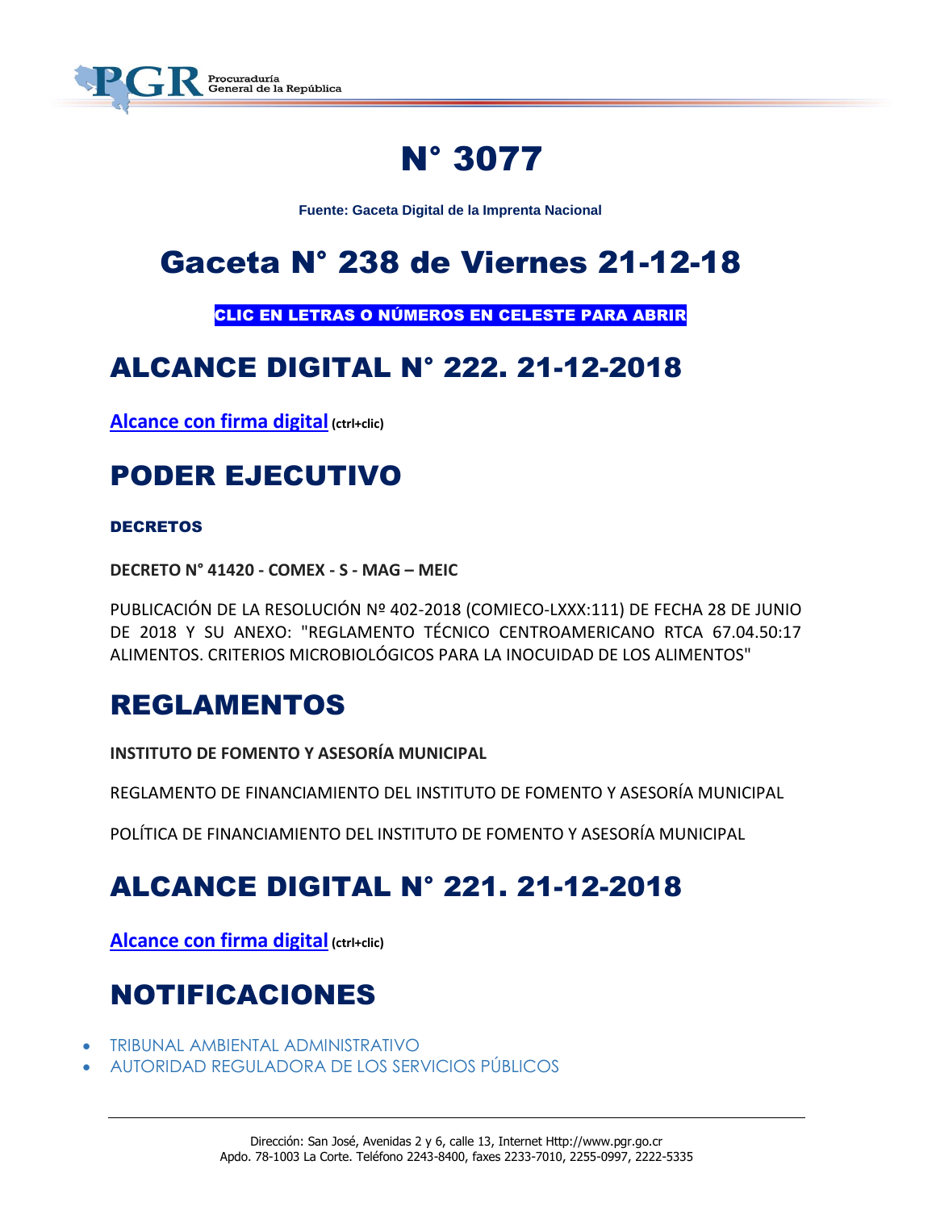# N° 3077

**Fuente: Gaceta Digital de la Imprenta Nacional**

# Gaceta N° 238 de Viernes 21-12-18

**CLIC EN LETRAS O NÚMEROS EN CELESTE PARA ABRIR**

## ALCANCE DIGITAL N° 222. 21-12-2018

**Alcance con firma digital** **(ctrl+clic)**

## PODER EJECUTIVO

### DECRETOS

**DECRETO N° 41420 - COMEX - S - MAG – MEIC**

PUBLICACIÓN DE LA RESOLUCIÓN Nº 402-2018 (COMIECO-LXXX:111) DE FECHA 28 DE JUNIO DE 2018 Y SU ANEXO: "REGLAMENTO TÉCNICO CENTROAMERICANO RTCA 67.04.50:17 ALIMENTOS. CRITERIOS MICROBIOLÓGICOS PARA LA INOCUIDAD DE LOS ALIMENTOS"

## REGLAMENTOS

**INSTITUTO DE FOMENTO Y ASESORÍA MUNICIPAL**

REGLAMENTO DE FINANCIAMIENTO DEL INSTITUTO DE FOMENTO Y ASESORÍA MUNICIPAL

POLÍTICA DE FINANCIAMIENTO DEL INSTITUTO DE FOMENTO Y ASESORÍA MUNICIPAL

## ALCANCE DIGITAL N° 221. 21-12-2018

**Alcance con firma digital** **(ctrl+clic)**

## NOTIFICACIONES

- TRIBUNAL AMBIENTAL ADMINISTRATIVO
- AUTORIDAD REGULADORA DE LOS SERVICIOS PÚBLICOS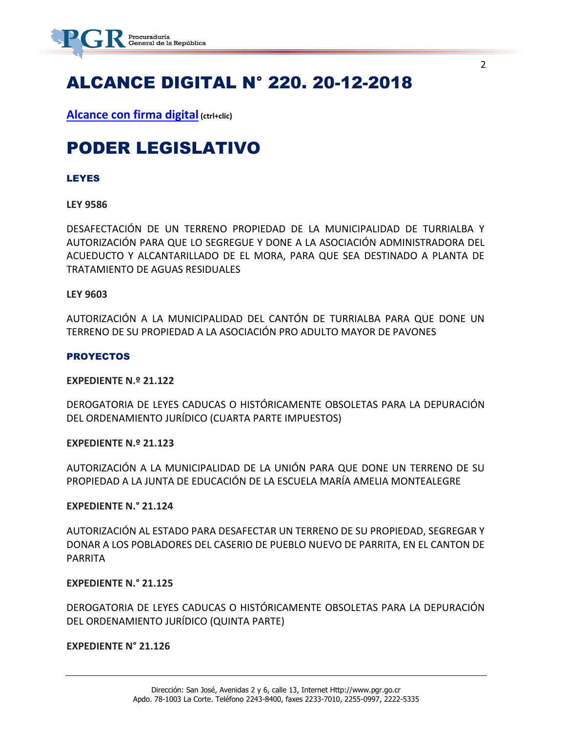# ALCANCE DIGITAL N° 220. 20-12-2018

**Alcance con firma digital** (ctrl+clic)

# PODER LEGISLATIVO

### LEYES

**LEY 9586**

DESAFECTACIÓN DE UN TERRENO PROPIEDAD DE LA MUNICIPALIDAD DE TURRIALBA Y AUTORIZACIÓN PARA QUE LO SEGREGUE Y DONE A LA ASOCIACIÓN ADMINISTRADORA DEL ACUEDUCTO Y ALCANTARILLADO DE EL MORA, PARA QUE SEA DESTINADO A PLANTA DE TRATAMIENTO DE AGUAS RESIDUALES

**LEY 9603**

AUTORIZACIÓN A LA MUNICIPALIDAD DEL CANTÓN DE TURRIALBA PARA QUE DONE UN TERRENO DE SU PROPIEDAD A LA ASOCIACIÓN PRO ADULTO MAYOR DE PAVONES

### PROYECTOS

**EXPEDIENTE N.º 21.122**

DEROGATORIA DE LEYES CADUCAS O HISTÓRICAMENTE OBSOLETAS PARA LA DEPURACIÓN DEL ORDENAMIENTO JURÍDICO (CUARTA PARTE IMPUESTOS)

**EXPEDIENTE N.º 21.123**

AUTORIZACIÓN A LA MUNICIPALIDAD DE LA UNIÓN PARA QUE DONE UN TERRENO DE SU PROPIEDAD A LA JUNTA DE EDUCACIÓN DE LA ESCUELA MARÍA AMELIA MONTEALEGRE

**EXPEDIENTE N.° 21.124**

AUTORIZACIÓN AL ESTADO PARA DESAFECTAR UN TERRENO DE SU PROPIEDAD, SEGREGAR Y DONAR A LOS POBLADORES DEL CASERIO DE PUEBLO NUEVO DE PARRITA, EN EL CANTON DE PARRITA

**EXPEDIENTE N.° 21.125**

DEROGATORIA DE LEYES CADUCAS O HISTÓRICAMENTE OBSOLETAS PARA LA DEPURACIÓN DEL ORDENAMIENTO JURÍDICO (QUINTA PARTE)

**EXPEDIENTE N° 21.126**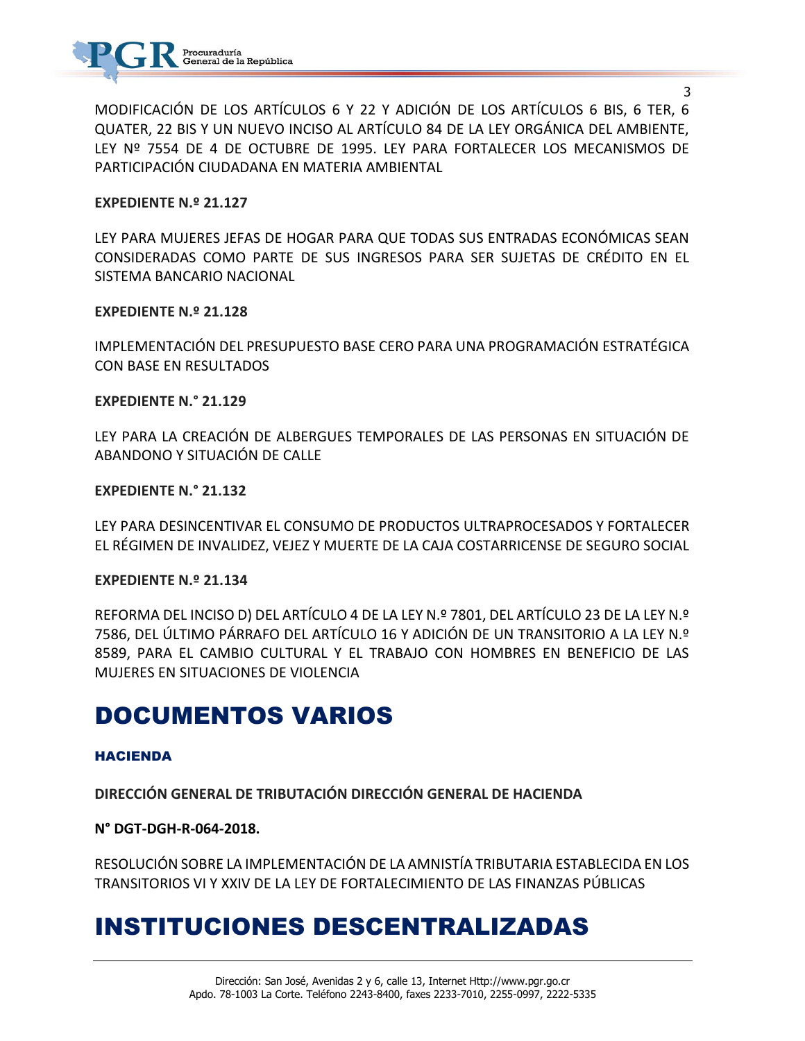MODIFICACIÓN DE LOS ARTÍCULOS 6 Y 22 Y ADICIÓN DE LOS ARTÍCULOS 6 BIS, 6 TER, 6 QUATER, 22 BIS Y UN NUEVO INCISO AL ARTÍCULO 84 DE LA LEY ORGÁNICA DEL AMBIENTE, LEY Nº 7554 DE 4 DE OCTUBRE DE 1995. LEY PARA FORTALECER LOS MECANISMOS DE PARTICIPACIÓN CIUDADANA EN MATERIA AMBIENTAL

**EXPEDIENTE N.º 21.127**

LEY PARA MUJERES JEFAS DE HOGAR PARA QUE TODAS SUS ENTRADAS ECONÓMICAS SEAN CONSIDERADAS COMO PARTE DE SUS INGRESOS PARA SER SUJETAS DE CRÉDITO EN EL SISTEMA BANCARIO NACIONAL

**EXPEDIENTE N.º 21.128**

IMPLEMENTACIÓN DEL PRESUPUESTO BASE CERO PARA UNA PROGRAMACIÓN ESTRATÉGICA CON BASE EN RESULTADOS

**EXPEDIENTE N.° 21.129**

LEY PARA LA CREACIÓN DE ALBERGUES TEMPORALES DE LAS PERSONAS EN SITUACIÓN DE ABANDONO Y SITUACIÓN DE CALLE

**EXPEDIENTE N.° 21.132**

LEY PARA DESINCENTIVAR EL CONSUMO DE PRODUCTOS ULTRAPROCESADOS Y FORTALECER EL RÉGIMEN DE INVALIDEZ, VEJEZ Y MUERTE DE LA CAJA COSTARRICENSE DE SEGURO SOCIAL

**EXPEDIENTE N.º 21.134**

REFORMA DEL INCISO D) DEL ARTÍCULO 4 DE LA LEY N.º 7801, DEL ARTÍCULO 23 DE LA LEY N.º 7586, DEL ÚLTIMO PÁRRAFO DEL ARTÍCULO 16 Y ADICIÓN DE UN TRANSITORIO A LA LEY N.º 8589, PARA EL CAMBIO CULTURAL Y EL TRABAJO CON HOMBRES EN BENEFICIO DE LAS MUJERES EN SITUACIONES DE VIOLENCIA

# DOCUMENTOS VARIOS

### HACIENDA

**DIRECCIÓN GENERAL DE TRIBUTACIÓN DIRECCIÓN GENERAL DE HACIENDA**

**N° DGT-DGH-R-064-2018.**

RESOLUCIÓN SOBRE LA IMPLEMENTACIÓN DE LA AMNISTÍA TRIBUTARIA ESTABLECIDA EN LOS TRANSITORIOS VI Y XXIV DE LA LEY DE FORTALECIMIENTO DE LAS FINANZAS PÚBLICAS

# INSTITUCIONES DESCENTRALIZADAS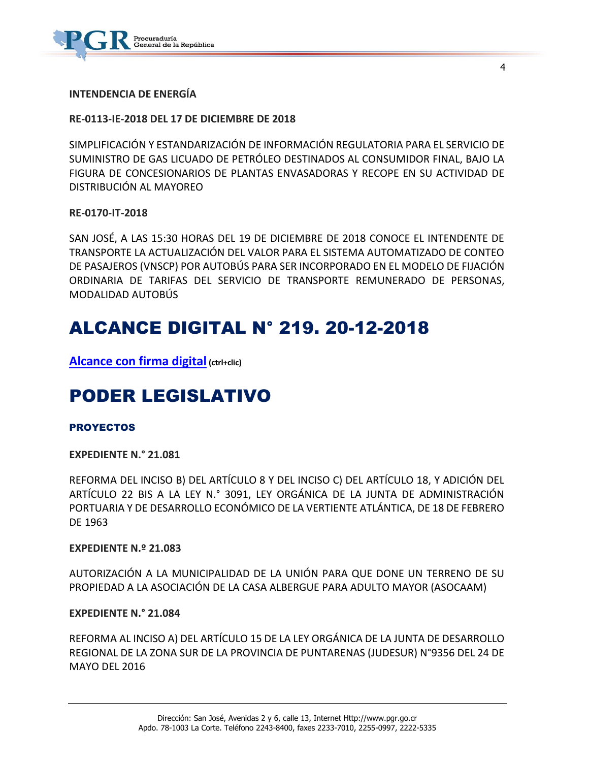**INTENDENCIA DE ENERGÍA**

**RE-0113-IE-2018 DEL 17 DE DICIEMBRE DE 2018**

SIMPLIFICACIÓN Y ESTANDARIZACIÓN DE INFORMACIÓN REGULATORIA PARA EL SERVICIO DE SUMINISTRO DE GAS LICUADO DE PETRÓLEO DESTINADOS AL CONSUMIDOR FINAL, BAJO LA FIGURA DE CONCESIONARIOS DE PLANTAS ENVASADORAS Y RECOPE EN SU ACTIVIDAD DE DISTRIBUCIÓN AL MAYOREO

**RE-0170-IT-2018**

SAN JOSÉ, A LAS 15:30 HORAS DEL 19 DE DICIEMBRE DE 2018 CONOCE EL INTENDENTE DE TRANSPORTE LA ACTUALIZACIÓN DEL VALOR PARA EL SISTEMA AUTOMATIZADO DE CONTEO DE PASAJEROS (VNSCP) POR AUTOBÚS PARA SER INCORPORADO EN EL MODELO DE FIJACIÓN ORDINARIA DE TARIFAS DEL SERVICIO DE TRANSPORTE REMUNERADO DE PERSONAS, MODALIDAD AUTOBÚS

# ALCANCE DIGITAL N° 219. 20-12-2018

**Alcance con firma digital** **(ctrl+clic)**

# PODER LEGISLATIVO

### PROYECTOS

**EXPEDIENTE N.° 21.081**

REFORMA DEL INCISO B) DEL ARTÍCULO 8 Y DEL INCISO C) DEL ARTÍCULO 18, Y ADICIÓN DEL ARTÍCULO 22 BIS A LA LEY N.° 3091, LEY ORGÁNICA DE LA JUNTA DE ADMINISTRACIÓN PORTUARIA Y DE DESARROLLO ECONÓMICO DE LA VERTIENTE ATLÁNTICA, DE 18 DE FEBRERO DE 1963

**EXPEDIENTE N.º 21.083**

AUTORIZACIÓN A LA MUNICIPALIDAD DE LA UNIÓN PARA QUE DONE UN TERRENO DE SU PROPIEDAD A LA ASOCIACIÓN DE LA CASA ALBERGUE PARA ADULTO MAYOR (ASOCAAM)

**EXPEDIENTE N.° 21.084**

REFORMA AL INCISO A) DEL ARTÍCULO 15 DE LA LEY ORGÁNICA DE LA JUNTA DE DESARROLLO REGIONAL DE LA ZONA SUR DE LA PROVINCIA DE PUNTARENAS (JUDESUR) N°9356 DEL 24 DE MAYO DEL 2016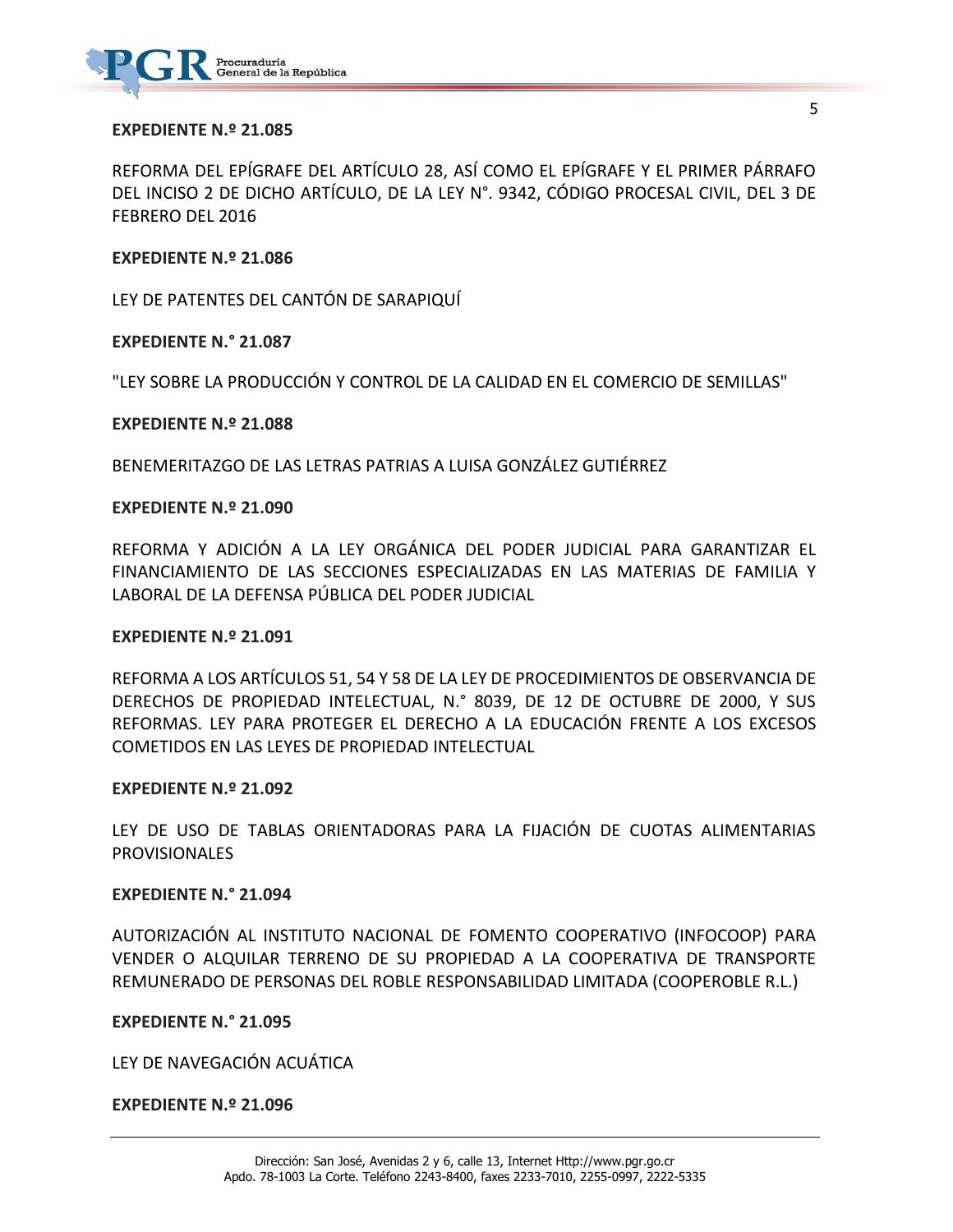**EXPEDIENTE N.º 21.085**

REFORMA DEL EPÍGRAFE DEL ARTÍCULO 28, ASÍ COMO EL EPÍGRAFE Y EL PRIMER PÁRRAFO DEL INCISO 2 DE DICHO ARTÍCULO, DE LA LEY N°. 9342, CÓDIGO PROCESAL CIVIL, DEL 3 DE FEBRERO DEL 2016

**EXPEDIENTE N.º 21.086**

LEY DE PATENTES DEL CANTÓN DE SARAPIQUÍ

**EXPEDIENTE N.° 21.087**

"LEY SOBRE LA PRODUCCIÓN Y CONTROL DE LA CALIDAD EN EL COMERCIO DE SEMILLAS"

**EXPEDIENTE N.º 21.088**

BENEMERITAZGO DE LAS LETRAS PATRIAS A LUISA GONZÁLEZ GUTIÉRREZ

**EXPEDIENTE N.º 21.090**

REFORMA Y ADICIÓN A LA LEY ORGÁNICA DEL PODER JUDICIAL PARA GARANTIZAR EL FINANCIAMIENTO DE LAS SECCIONES ESPECIALIZADAS EN LAS MATERIAS DE FAMILIA Y LABORAL DE LA DEFENSA PÚBLICA DEL PODER JUDICIAL

**EXPEDIENTE N.º 21.091**

REFORMA A LOS ARTÍCULOS 51, 54 Y 58 DE LA LEY DE PROCEDIMIENTOS DE OBSERVANCIA DE DERECHOS DE PROPIEDAD INTELECTUAL, N.° 8039, DE 12 DE OCTUBRE DE 2000, Y SUS REFORMAS. LEY PARA PROTEGER EL DERECHO A LA EDUCACIÓN FRENTE A LOS EXCESOS COMETIDOS EN LAS LEYES DE PROPIEDAD INTELECTUAL

**EXPEDIENTE N.º 21.092**

LEY DE USO DE TABLAS ORIENTADORAS PARA LA FIJACIÓN DE CUOTAS ALIMENTARIAS PROVISIONALES

**EXPEDIENTE N.° 21.094**

AUTORIZACIÓN AL INSTITUTO NACIONAL DE FOMENTO COOPERATIVO (INFOCOOP) PARA VENDER O ALQUILAR TERRENO DE SU PROPIEDAD A LA COOPERATIVA DE TRANSPORTE REMUNERADO DE PERSONAS DEL ROBLE RESPONSABILIDAD LIMITADA (COOPEROBLE R.L.)

**EXPEDIENTE N.° 21.095**

LEY DE NAVEGACIÓN ACUÁTICA

**EXPEDIENTE N.º 21.096**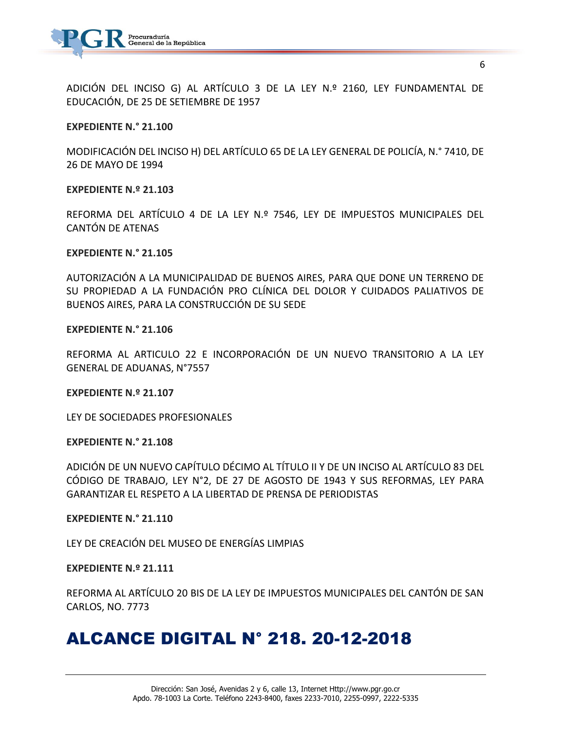ADICIÓN DEL INCISO G) AL ARTÍCULO 3 DE LA LEY N.º 2160, LEY FUNDAMENTAL DE EDUCACIÓN, DE 25 DE SETIEMBRE DE 1957

**EXPEDIENTE N.° 21.100**

MODIFICACIÓN DEL INCISO H) DEL ARTÍCULO 65 DE LA LEY GENERAL DE POLICÍA, N.° 7410, DE 26 DE MAYO DE 1994

**EXPEDIENTE N.º 21.103**

REFORMA DEL ARTÍCULO 4 DE LA LEY N.º 7546, LEY DE IMPUESTOS MUNICIPALES DEL CANTÓN DE ATENAS

**EXPEDIENTE N.° 21.105**

AUTORIZACIÓN A LA MUNICIPALIDAD DE BUENOS AIRES, PARA QUE DONE UN TERRENO DE SU PROPIEDAD A LA FUNDACIÓN PRO CLÍNICA DEL DOLOR Y CUIDADOS PALIATIVOS DE BUENOS AIRES, PARA LA CONSTRUCCIÓN DE SU SEDE

**EXPEDIENTE N.° 21.106**

REFORMA AL ARTICULO 22 E INCORPORACIÓN DE UN NUEVO TRANSITORIO A LA LEY GENERAL DE ADUANAS, N°7557

**EXPEDIENTE N.º 21.107**

LEY DE SOCIEDADES PROFESIONALES

**EXPEDIENTE N.° 21.108**

ADICIÓN DE UN NUEVO CAPÍTULO DÉCIMO AL TÍTULO II Y DE UN INCISO AL ARTÍCULO 83 DEL CÓDIGO DE TRABAJO, LEY N°2, DE 27 DE AGOSTO DE 1943 Y SUS REFORMAS, LEY PARA GARANTIZAR EL RESPETO A LA LIBERTAD DE PRENSA DE PERIODISTAS

**EXPEDIENTE N.° 21.110**

LEY DE CREACIÓN DEL MUSEO DE ENERGÍAS LIMPIAS

**EXPEDIENTE N.º 21.111**

REFORMA AL ARTÍCULO 20 BIS DE LA LEY DE IMPUESTOS MUNICIPALES DEL CANTÓN DE SAN CARLOS, NO. 7773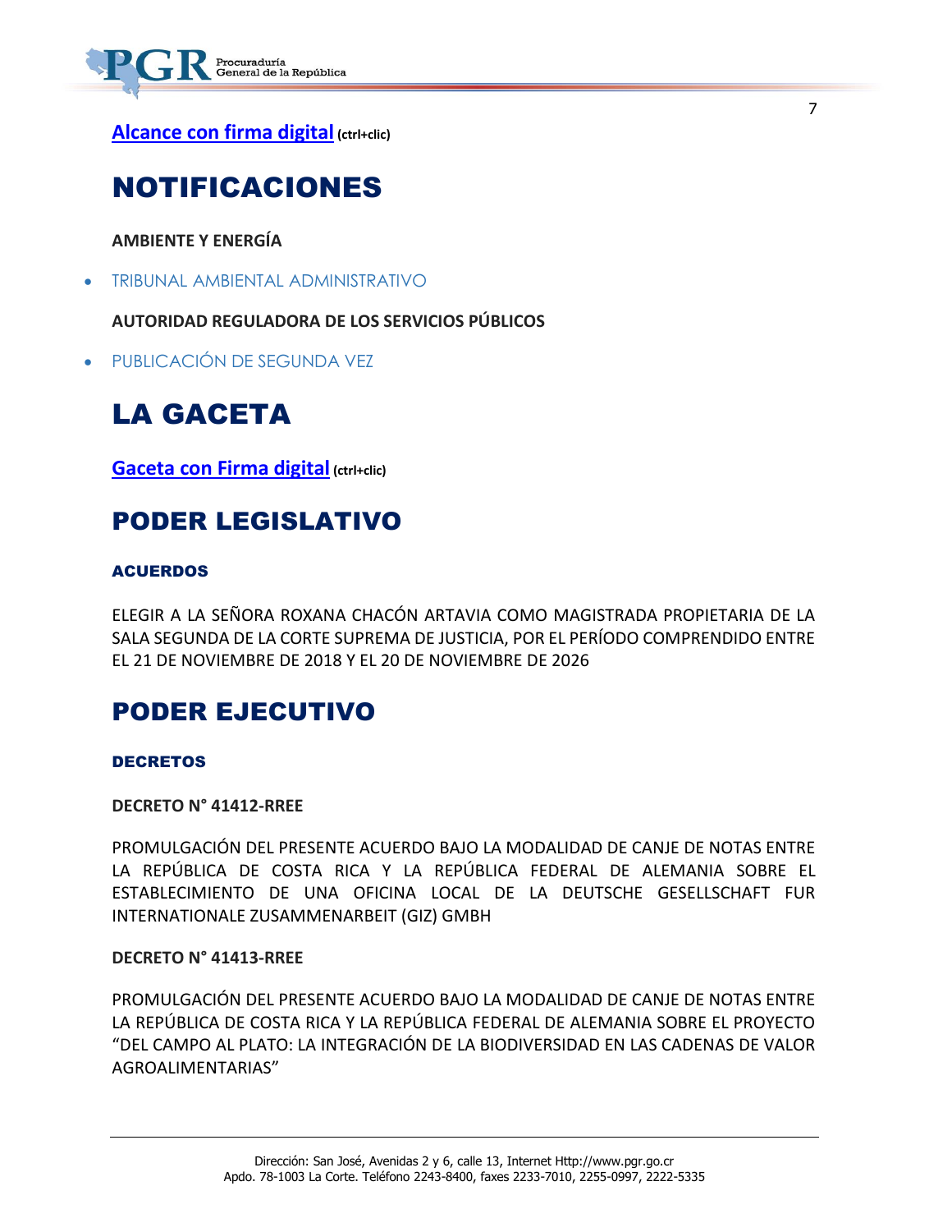**Alcance con firma digital** (ctrl+clic)

# NOTIFICACIONES

**AMBIENTE Y ENERGÍA**

- TRIBUNAL AMBIENTAL ADMINISTRATIVO

**AUTORIDAD REGULADORA DE LOS SERVICIOS PÚBLICOS**

- PUBLICACIÓN DE SEGUNDA VEZ

# LA GACETA

**Gaceta con Firma digital** (ctrl+clic)

## PODER LEGISLATIVO

### ACUERDOS

ELEGIR A LA SEÑORA ROXANA CHACÓN ARTAVIA COMO MAGISTRADA PROPIETARIA DE LA SALA SEGUNDA DE LA CORTE SUPREMA DE JUSTICIA, POR EL PERÍODO COMPRENDIDO ENTRE EL 21 DE NOVIEMBRE DE 2018 Y EL 20 DE NOVIEMBRE DE 2026

## PODER EJECUTIVO

### DECRETOS

**DECRETO N° 41412-RREE**

PROMULGACIÓN DEL PRESENTE ACUERDO BAJO LA MODALIDAD DE CANJE DE NOTAS ENTRE LA REPÚBLICA DE COSTA RICA Y LA REPÚBLICA FEDERAL DE ALEMANIA SOBRE EL ESTABLECIMIENTO DE UNA OFICINA LOCAL DE LA DEUTSCHE GESELLSCHAFT FUR INTERNATIONALE ZUSAMMENARBEIT (GIZ) GMBH

**DECRETO N° 41413-RREE**

PROMULGACIÓN DEL PRESENTE ACUERDO BAJO LA MODALIDAD DE CANJE DE NOTAS ENTRE LA REPÚBLICA DE COSTA RICA Y LA REPÚBLICA FEDERAL DE ALEMANIA SOBRE EL PROYECTO "DEL CAMPO AL PLATO: LA INTEGRACIÓN DE LA BIODIVERSIDAD EN LAS CADENAS DE VALOR AGROALIMENTARIAS"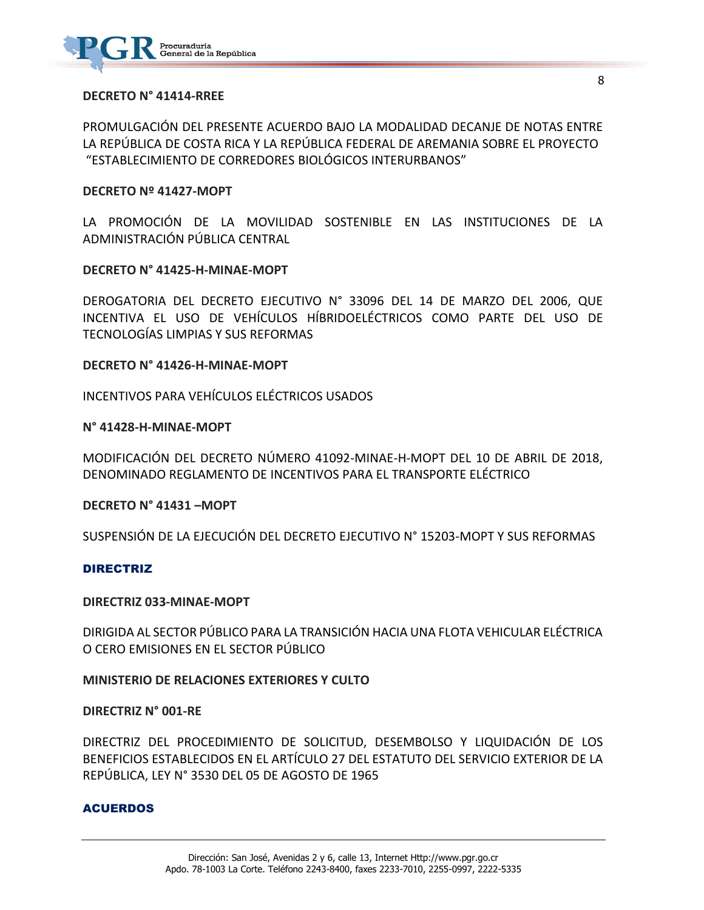**DECRETO N° 41414-RREE**

PROMULGACIÓN DEL PRESENTE ACUERDO BAJO LA MODALIDAD DECANJE DE NOTAS ENTRE LA REPÚBLICA DE COSTA RICA Y LA REPÚBLICA FEDERAL DE AREMANIA SOBRE EL PROYECTO "ESTABLECIMIENTO DE CORREDORES BIOLÓGICOS INTERURBANOS"

**DECRETO Nº 41427-MOPT**

LA PROMOCIÓN DE LA MOVILIDAD SOSTENIBLE EN LAS INSTITUCIONES DE LA ADMINISTRACIÓN PÚBLICA CENTRAL

**DECRETO N° 41425-H-MINAE-MOPT**

DEROGATORIA DEL DECRETO EJECUTIVO N° 33096 DEL 14 DE MARZO DEL 2006, QUE INCENTIVA EL USO DE VEHÍCULOS HÍBRIDOELÉCTRICOS COMO PARTE DEL USO DE TECNOLOGÍAS LIMPIAS Y SUS REFORMAS

**DECRETO N° 41426-H-MINAE-MOPT**

INCENTIVOS PARA VEHÍCULOS ELÉCTRICOS USADOS

**N° 41428-H-MINAE-MOPT**

MODIFICACIÓN DEL DECRETO NÚMERO 41092-MINAE-H-MOPT DEL 10 DE ABRIL DE 2018, DENOMINADO REGLAMENTO DE INCENTIVOS PARA EL TRANSPORTE ELÉCTRICO

**DECRETO N° 41431 –MOPT**

SUSPENSIÓN DE LA EJECUCIÓN DEL DECRETO EJECUTIVO N° 15203-MOPT Y SUS REFORMAS

## DIRECTRIZ

**DIRECTRIZ 033-MINAE-MOPT**

DIRIGIDA AL SECTOR PÚBLICO PARA LA TRANSICIÓN HACIA UNA FLOTA VEHICULAR ELÉCTRICA O CERO EMISIONES EN EL SECTOR PÚBLICO

**MINISTERIO DE RELACIONES EXTERIORES Y CULTO**

**DIRECTRIZ N° 001-RE**

DIRECTRIZ DEL PROCEDIMIENTO DE SOLICITUD, DESEMBOLSO Y LIQUIDACIÓN DE LOS BENEFICIOS ESTABLECIDOS EN EL ARTÍCULO 27 DEL ESTATUTO DEL SERVICIO EXTERIOR DE LA REPÚBLICA, LEY N° 3530 DEL 05 DE AGOSTO DE 1965

## ACUERDOS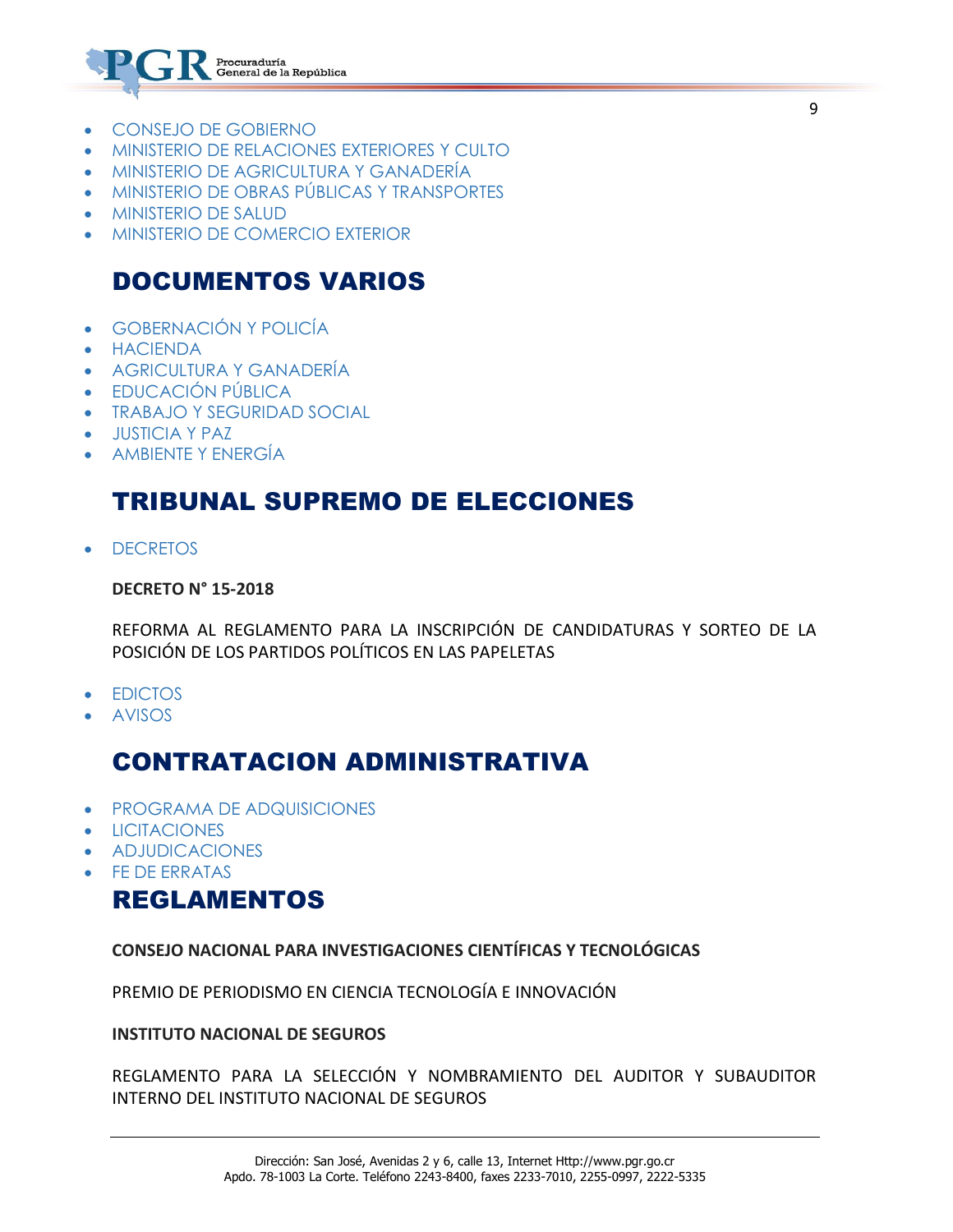- CONSEJO DE GOBIERNO
- MINISTERIO DE RELACIONES EXTERIORES Y CULTO
- MINISTERIO DE AGRICULTURA Y GANADERÍA
- MINISTERIO DE OBRAS PÚBLICAS Y TRANSPORTES
- MINISTERIO DE SALUD
- MINISTERIO DE COMERCIO EXTERIOR

## DOCUMENTOS VARIOS

- GOBERNACIÓN Y POLICÍA
- HACIENDA
- AGRICULTURA Y GANADERÍA
- EDUCACIÓN PÚBLICA
- TRABAJO Y SEGURIDAD SOCIAL
- JUSTICIA Y PAZ
- AMBIENTE Y ENERGÍA

## TRIBUNAL SUPREMO DE ELECCIONES

- DECRETOS

**DECRETO N° 15-2018**

REFORMA AL REGLAMENTO PARA LA INSCRIPCIÓN DE CANDIDATURAS Y SORTEO DE LA POSICIÓN DE LOS PARTIDOS POLÍTICOS EN LAS PAPELETAS

- EDICTOS
- AVISOS

## CONTRATACION ADMINISTRATIVA

- PROGRAMA DE ADQUISICIONES
- LICITACIONES
- ADJUDICACIONES
- FE DE ERRATAS

## REGLAMENTOS

**CONSEJO NACIONAL PARA INVESTIGACIONES CIENTÍFICAS Y TECNOLÓGICAS**

PREMIO DE PERIODISMO EN CIENCIA TECNOLOGÍA E INNOVACIÓN

**INSTITUTO NACIONAL DE SEGUROS**

REGLAMENTO PARA LA SELECCIÓN Y NOMBRAMIENTO DEL AUDITOR Y SUBAUDITOR INTERNO DEL INSTITUTO NACIONAL DE SEGUROS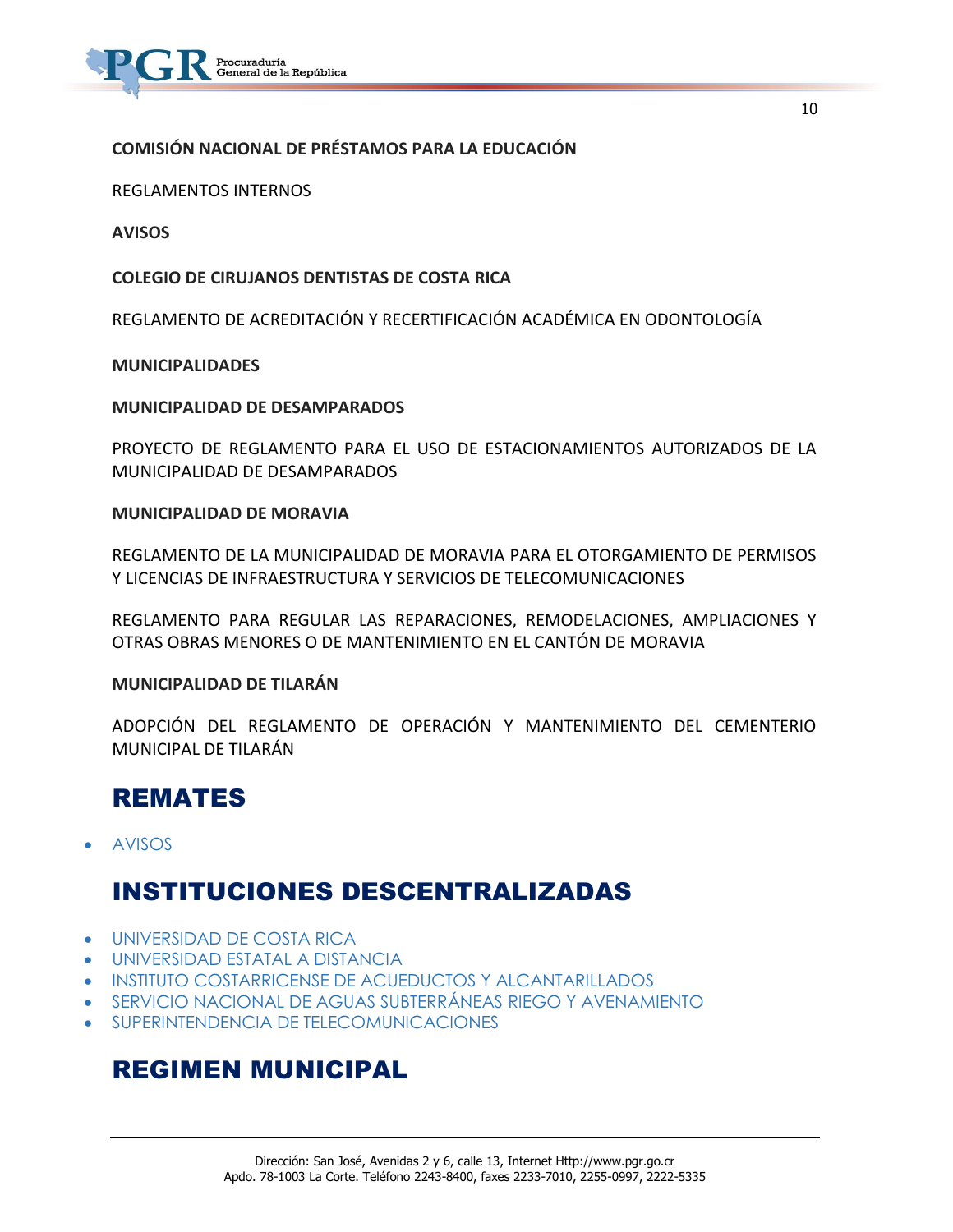**COMISIÓN NACIONAL DE PRÉSTAMOS PARA LA EDUCACIÓN**

REGLAMENTOS INTERNOS

**AVISOS**

**COLEGIO DE CIRUJANOS DENTISTAS DE COSTA RICA**

REGLAMENTO DE ACREDITACIÓN Y RECERTIFICACIÓN ACADÉMICA EN ODONTOLOGÍA

**MUNICIPALIDADES**

**MUNICIPALIDAD DE DESAMPARADOS**

PROYECTO DE REGLAMENTO PARA EL USO DE ESTACIONAMIENTOS AUTORIZADOS DE LA MUNICIPALIDAD DE DESAMPARADOS

**MUNICIPALIDAD DE MORAVIA**

REGLAMENTO DE LA MUNICIPALIDAD DE MORAVIA PARA EL OTORGAMIENTO DE PERMISOS Y LICENCIAS DE INFRAESTRUCTURA Y SERVICIOS DE TELECOMUNICACIONES

REGLAMENTO PARA REGULAR LAS REPARACIONES, REMODELACIONES, AMPLIACIONES Y OTRAS OBRAS MENORES O DE MANTENIMIENTO EN EL CANTÓN DE MORAVIA

**MUNICIPALIDAD DE TILARÁN**

ADOPCIÓN DEL REGLAMENTO DE OPERACIÓN Y MANTENIMIENTO DEL CEMENTERIO MUNICIPAL DE TILARÁN

## REMATES

- AVISOS

## INSTITUCIONES DESCENTRALIZADAS

- UNIVERSIDAD DE COSTA RICA
- UNIVERSIDAD ESTATAL A DISTANCIA
- INSTITUTO COSTARRICENSE DE ACUEDUCTOS Y ALCANTARILLADOS
- SERVICIO NACIONAL DE AGUAS SUBTERRÁNEAS RIEGO Y AVENAMIENTO
- SUPERINTENDENCIA DE TELECOMUNICACIONES

## REGIMEN MUNICIPAL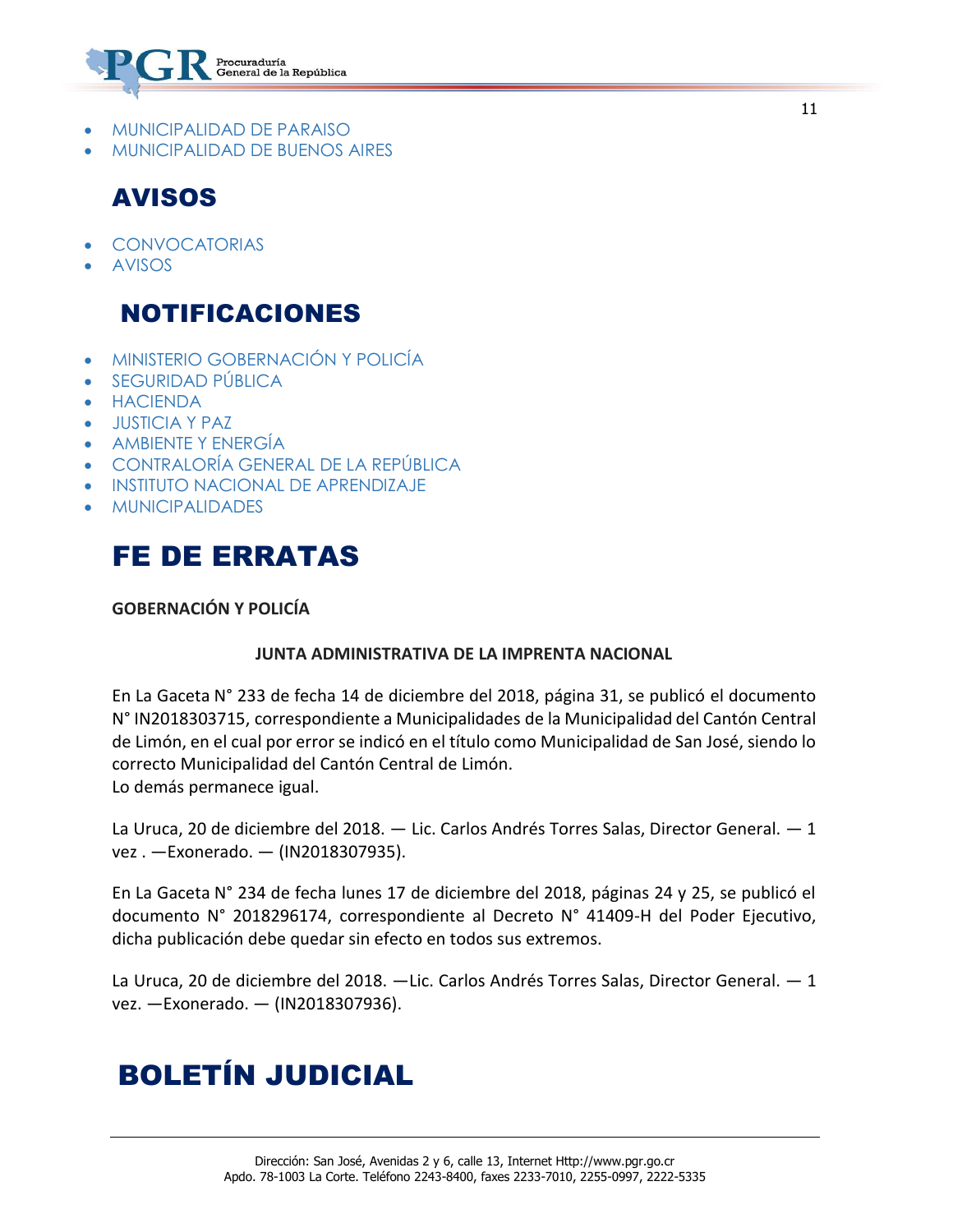- MUNICIPALIDAD DE PARAISO
- MUNICIPALIDAD DE BUENOS AIRES

## AVISOS

- CONVOCATORIAS
- AVISOS

## NOTIFICACIONES

- MINISTERIO GOBERNACIÓN Y POLICÍA
- SEGURIDAD PÚBLICA
- HACIENDA
- JUSTICIA Y PAZ
- AMBIENTE Y ENERGÍA
- CONTRALORÍA GENERAL DE LA REPÚBLICA
- INSTITUTO NACIONAL DE APRENDIZAJE
- MUNICIPALIDADES

# FE DE ERRATAS

**GOBERNACIÓN Y POLICÍA**

**JUNTA ADMINISTRATIVA DE LA IMPRENTA NACIONAL**

En La Gaceta N° 233 de fecha 14 de diciembre del 2018, página 31, se publicó el documento N° IN2018303715, correspondiente a Municipalidades de la Municipalidad del Cantón Central de Limón, en el cual por error se indicó en el título como Municipalidad de San José, siendo lo correcto Municipalidad del Cantón Central de Limón.
Lo demás permanece igual.

La Uruca, 20 de diciembre del 2018. — Lic. Carlos Andrés Torres Salas, Director General. — 1 vez . —Exonerado. — (IN2018307935).

En La Gaceta N° 234 de fecha lunes 17 de diciembre del 2018, páginas 24 y 25, se publicó el documento N° 2018296174, correspondiente al Decreto N° 41409-H del Poder Ejecutivo, dicha publicación debe quedar sin efecto en todos sus extremos.

La Uruca, 20 de diciembre del 2018. —Lic. Carlos Andrés Torres Salas, Director General. — 1 vez. —Exonerado. — (IN2018307936).

# BOLETÍN JUDICIAL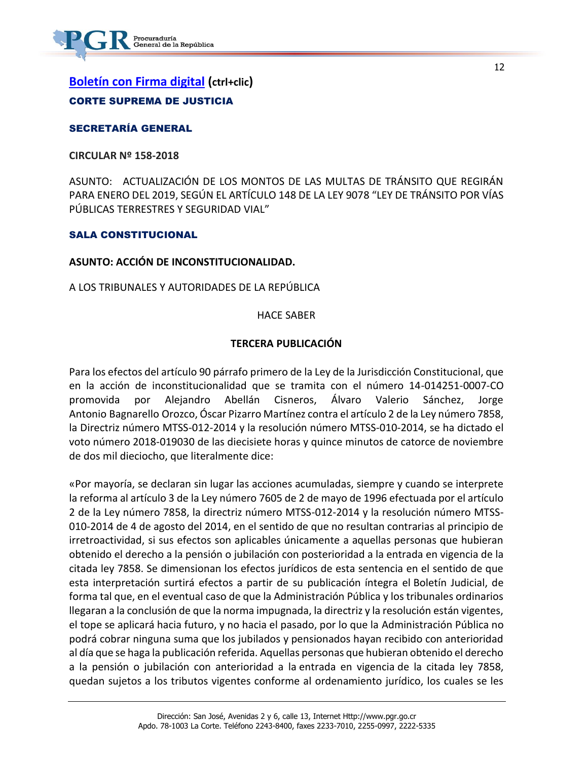[Boletín con Firma digital](#) (ctrl+clic)

**CORTE SUPREMA DE JUSTICIA**

**SECRETARÍA GENERAL**

**CIRCULAR Nº 158-2018**

ASUNTO: ACTUALIZACIÓN DE LOS MONTOS DE LAS MULTAS DE TRÁNSITO QUE REGIRÁN PARA ENERO DEL 2019, SEGÚN EL ARTÍCULO 148 DE LA LEY 9078 "LEY DE TRÁNSITO POR VÍAS PÚBLICAS TERRESTRES Y SEGURIDAD VIAL"

**SALA CONSTITUCIONAL**

**ASUNTO: ACCIÓN DE INCONSTITUCIONALIDAD.**

A LOS TRIBUNALES Y AUTORIDADES DE LA REPÚBLICA

HACE SABER

**TERCERA PUBLICACIÓN**

Para los efectos del artículo 90 párrafo primero de la Ley de la Jurisdicción Constitucional, que en la acción de inconstitucionalidad que se tramita con el número 14-014251-0007-CO promovida por Alejandro Abellán Cisneros, Álvaro Valerio Sánchez, Jorge Antonio Bagnarello Orozco, Óscar Pizarro Martínez contra el artículo 2 de la Ley número 7858, la Directriz número MTSS-012-2014 y la resolución número MTSS-010-2014, se ha dictado el voto número 2018-019030 de las diecisiete horas y quince minutos de catorce de noviembre de dos mil dieciocho, que literalmente dice:

«Por mayoría, se declaran sin lugar las acciones acumuladas, siempre y cuando se interprete la reforma al artículo 3 de la Ley número 7605 de 2 de mayo de 1996 efectuada por el artículo 2 de la Ley número 7858, la directriz número MTSS-012-2014 y la resolución número MTSS-010-2014 de 4 de agosto del 2014, en el sentido de que no resultan contrarias al principio de irretroactividad, si sus efectos son aplicables únicamente a aquellas personas que hubieran obtenido el derecho a la pensión o jubilación con posterioridad a la entrada en vigencia de la citada ley 7858. Se dimensionan los efectos jurídicos de esta sentencia en el sentido de que esta interpretación surtirá efectos a partir de su publicación íntegra el Boletín Judicial, de forma tal que, en el eventual caso de que la Administración Pública y los tribunales ordinarios llegaran a la conclusión de que la norma impugnada, la directriz y la resolución están vigentes, el tope se aplicará hacia futuro, y no hacia el pasado, por lo que la Administración Pública no podrá cobrar ninguna suma que los jubilados y pensionados hayan recibido con anterioridad al día que se haga la publicación referida. Aquellas personas que hubieran obtenido el derecho a la pensión o jubilación con anterioridad a la entrada en vigencia de la citada ley 7858, quedan sujetos a los tributos vigentes conforme al ordenamiento jurídico, los cuales se les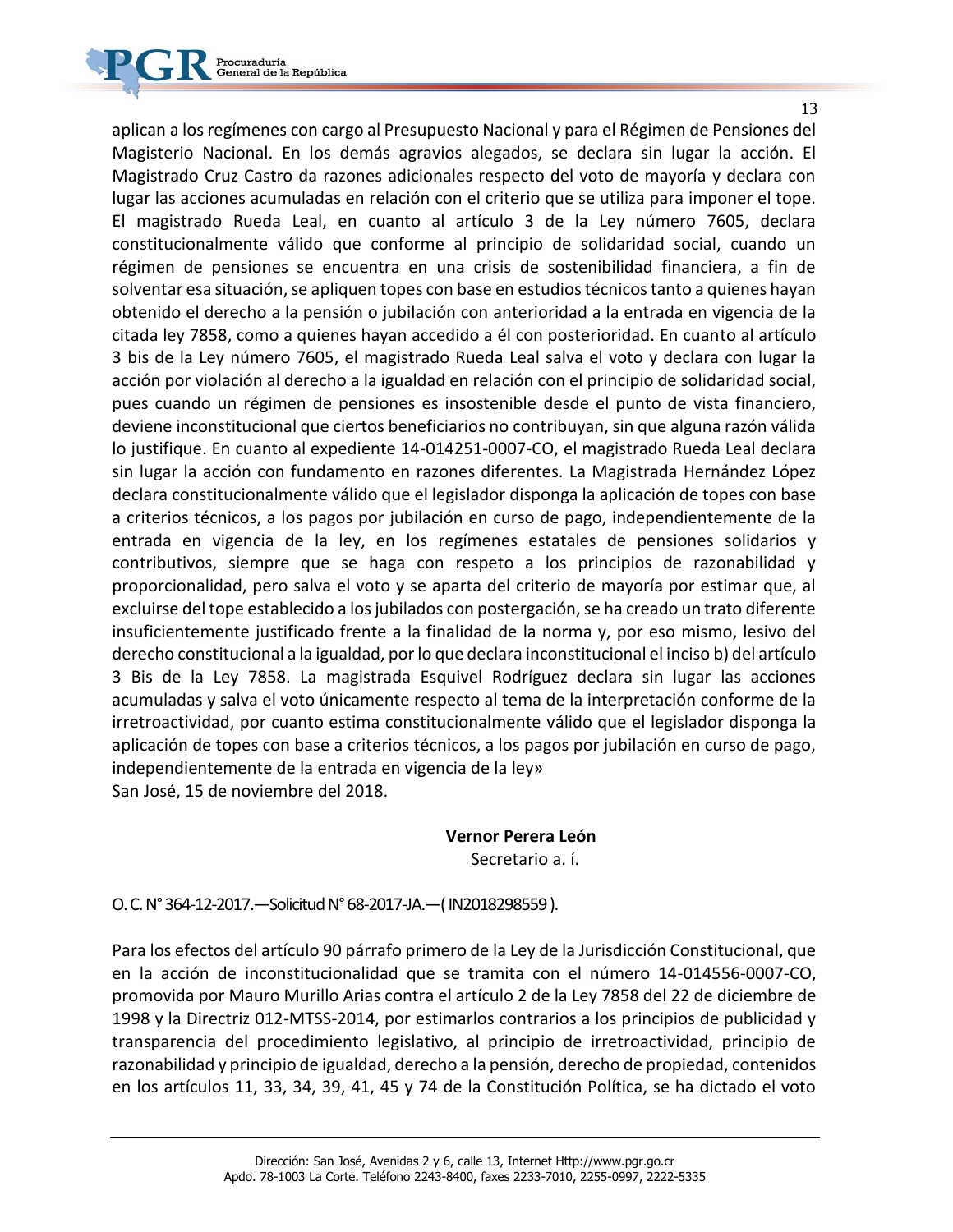aplican a los regímenes con cargo al Presupuesto Nacional y para el Régimen de Pensiones del Magisterio Nacional. En los demás agravios alegados, se declara sin lugar la acción. El Magistrado Cruz Castro da razones adicionales respecto del voto de mayoría y declara con lugar las acciones acumuladas en relación con el criterio que se utiliza para imponer el tope. El magistrado Rueda Leal, en cuanto al artículo 3 de la Ley número 7605, declara constitucionalmente válido que conforme al principio de solidaridad social, cuando un régimen de pensiones se encuentra en una crisis de sostenibilidad financiera, a fin de solventar esa situación, se apliquen topes con base en estudios técnicos tanto a quienes hayan obtenido el derecho a la pensión o jubilación con anterioridad a la entrada en vigencia de la citada ley 7858, como a quienes hayan accedido a él con posterioridad. En cuanto al artículo 3 bis de la Ley número 7605, el magistrado Rueda Leal salva el voto y declara con lugar la acción por violación al derecho a la igualdad en relación con el principio de solidaridad social, pues cuando un régimen de pensiones es insostenible desde el punto de vista financiero, deviene inconstitucional que ciertos beneficiarios no contribuyan, sin que alguna razón válida lo justifique. En cuanto al expediente 14-014251-0007-CO, el magistrado Rueda Leal declara sin lugar la acción con fundamento en razones diferentes. La Magistrada Hernández López declara constitucionalmente válido que el legislador disponga la aplicación de topes con base a criterios técnicos, a los pagos por jubilación en curso de pago, independientemente de la entrada en vigencia de la ley, en los regímenes estatales de pensiones solidarios y contributivos, siempre que se haga con respeto a los principios de razonabilidad y proporcionalidad, pero salva el voto y se aparta del criterio de mayoría por estimar que, al excluirse del tope establecido a los jubilados con postergación, se ha creado un trato diferente insuficientemente justificado frente a la finalidad de la norma y, por eso mismo, lesivo del derecho constitucional a la igualdad, por lo que declara inconstitucional el inciso b) del artículo 3 Bis de la Ley 7858. La magistrada Esquivel Rodríguez declara sin lugar las acciones acumuladas y salva el voto únicamente respecto al tema de la interpretación conforme de la irretroactividad, por cuanto estima constitucionalmente válido que el legislador disponga la aplicación de topes con base a criterios técnicos, a los pagos por jubilación en curso de pago, independientemente de la entrada en vigencia de la ley»

San José, 15 de noviembre del 2018.

**Vernor Perera León**
Secretario a. í.

O. C. N° 364-12-2017.—Solicitud N° 68-2017-JA.—( IN2018298559 ).

Para los efectos del artículo 90 párrafo primero de la Ley de la Jurisdicción Constitucional, que en la acción de inconstitucionalidad que se tramita con el número 14-014556-0007-CO, promovida por Mauro Murillo Arias contra el artículo 2 de la Ley 7858 del 22 de diciembre de 1998 y la Directriz 012-MTSS-2014, por estimarlos contrarios a los principios de publicidad y transparencia del procedimiento legislativo, al principio de irretroactividad, principio de razonabilidad y principio de igualdad, derecho a la pensión, derecho de propiedad, contenidos en los artículos 11, 33, 34, 39, 41, 45 y 74 de la Constitución Política, se ha dictado el voto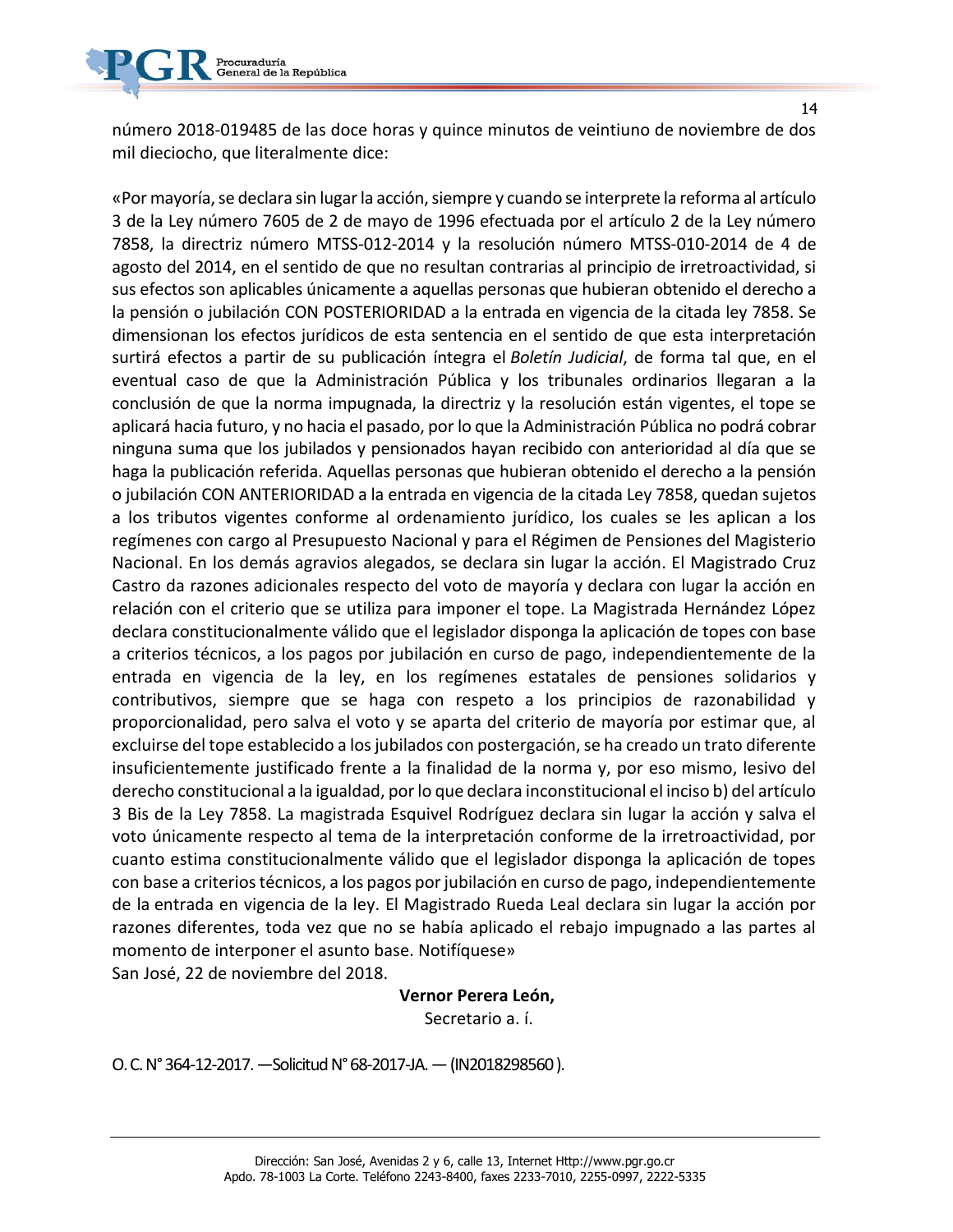número 2018-019485 de las doce horas y quince minutos de veintiuno de noviembre de dos mil dieciocho, que literalmente dice:

«Por mayoría, se declara sin lugar la acción, siempre y cuando se interprete la reforma al artículo 3 de la Ley número 7605 de 2 de mayo de 1996 efectuada por el artículo 2 de la Ley número 7858, la directriz número MTSS-012-2014 y la resolución número MTSS-010-2014 de 4 de agosto del 2014, en el sentido de que no resultan contrarias al principio de irretroactividad, si sus efectos son aplicables únicamente a aquellas personas que hubieran obtenido el derecho a la pensión o jubilación CON POSTERIORIDAD a la entrada en vigencia de la citada ley 7858. Se dimensionan los efectos jurídicos de esta sentencia en el sentido de que esta interpretación surtirá efectos a partir de su publicación íntegra el *Boletín Judicial*, de forma tal que, en el eventual caso de que la Administración Pública y los tribunales ordinarios llegaran a la conclusión de que la norma impugnada, la directriz y la resolución están vigentes, el tope se aplicará hacia futuro, y no hacia el pasado, por lo que la Administración Pública no podrá cobrar ninguna suma que los jubilados y pensionados hayan recibido con anterioridad al día que se haga la publicación referida. Aquellas personas que hubieran obtenido el derecho a la pensión o jubilación CON ANTERIORIDAD a la entrada en vigencia de la citada Ley 7858, quedan sujetos a los tributos vigentes conforme al ordenamiento jurídico, los cuales se les aplican a los regímenes con cargo al Presupuesto Nacional y para el Régimen de Pensiones del Magisterio Nacional. En los demás agravios alegados, se declara sin lugar la acción. El Magistrado Cruz Castro da razones adicionales respecto del voto de mayoría y declara con lugar la acción en relación con el criterio que se utiliza para imponer el tope. La Magistrada Hernández López declara constitucionalmente válido que el legislador disponga la aplicación de topes con base a criterios técnicos, a los pagos por jubilación en curso de pago, independientemente de la entrada en vigencia de la ley, en los regímenes estatales de pensiones solidarios y contributivos, siempre que se haga con respeto a los principios de razonabilidad y proporcionalidad, pero salva el voto y se aparta del criterio de mayoría por estimar que, al excluirse del tope establecido a los jubilados con postergación, se ha creado un trato diferente insuficientemente justificado frente a la finalidad de la norma y, por eso mismo, lesivo del derecho constitucional a la igualdad, por lo que declara inconstitucional el inciso b) del artículo 3 Bis de la Ley 7858. La magistrada Esquivel Rodríguez declara sin lugar la acción y salva el voto únicamente respecto al tema de la interpretación conforme de la irretroactividad, por cuanto estima constitucionalmente válido que el legislador disponga la aplicación de topes con base a criterios técnicos, a los pagos por jubilación en curso de pago, independientemente de la entrada en vigencia de la ley. El Magistrado Rueda Leal declara sin lugar la acción por razones diferentes, toda vez que no se había aplicado el rebajo impugnado a las partes al momento de interponer el asunto base. Notifíquese»

San José, 22 de noviembre del 2018.

**Vernor Perera León,**
Secretario a. í.

O. C. N° 364-12-2017. —Solicitud N° 68-2017-JA. — (IN2018298560 ).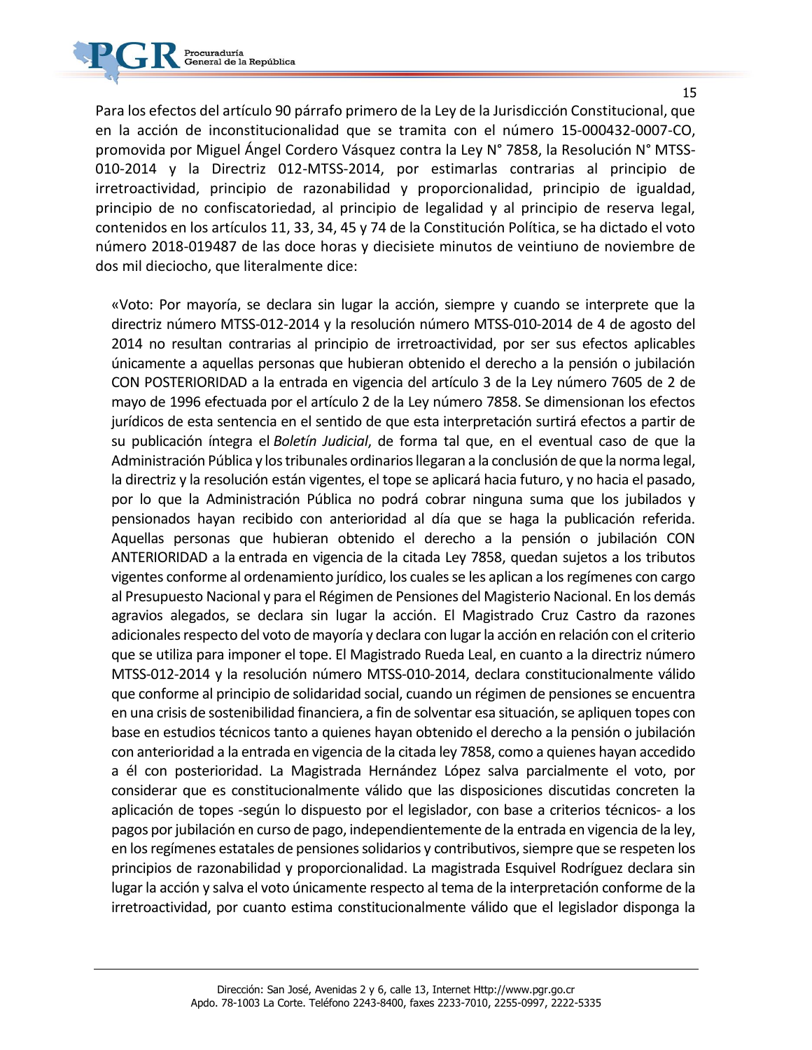Para los efectos del artículo 90 párrafo primero de la Ley de la Jurisdicción Constitucional, que en la acción de inconstitucionalidad que se tramita con el número 15-000432-0007-CO, promovida por Miguel Ángel Cordero Vásquez contra la Ley N° 7858, la Resolución N° MTSS-010-2014 y la Directriz 012-MTSS-2014, por estimarlas contrarias al principio de irretroactividad, principio de razonabilidad y proporcionalidad, principio de igualdad, principio de no confiscatoriedad, al principio de legalidad y al principio de reserva legal, contenidos en los artículos 11, 33, 34, 45 y 74 de la Constitución Política, se ha dictado el voto número 2018-019487 de las doce horas y diecisiete minutos de veintiuno de noviembre de dos mil dieciocho, que literalmente dice:

> «Voto: Por mayoría, se declara sin lugar la acción, siempre y cuando se interprete que la directriz número MTSS-012-2014 y la resolución número MTSS-010-2014 de 4 de agosto del 2014 no resultan contrarias al principio de irretroactividad, por ser sus efectos aplicables únicamente a aquellas personas que hubieran obtenido el derecho a la pensión o jubilación CON POSTERIORIDAD a la entrada en vigencia del artículo 3 de la Ley número 7605 de 2 de mayo de 1996 efectuada por el artículo 2 de la Ley número 7858. Se dimensionan los efectos jurídicos de esta sentencia en el sentido de que esta interpretación surtirá efectos a partir de su publicación íntegra el *Boletín Judicial*, de forma tal que, en el eventual caso de que la Administración Pública y los tribunales ordinarios llegaran a la conclusión de que la norma legal, la directriz y la resolución están vigentes, el tope se aplicará hacia futuro, y no hacia el pasado, por lo que la Administración Pública no podrá cobrar ninguna suma que los jubilados y pensionados hayan recibido con anterioridad al día que se haga la publicación referida. Aquellas personas que hubieran obtenido el derecho a la pensión o jubilación CON ANTERIORIDAD a la entrada en vigencia de la citada Ley 7858, quedan sujetos a los tributos vigentes conforme al ordenamiento jurídico, los cuales se les aplican a los regímenes con cargo al Presupuesto Nacional y para el Régimen de Pensiones del Magisterio Nacional. En los demás agravios alegados, se declara sin lugar la acción. El Magistrado Cruz Castro da razones adicionales respecto del voto de mayoría y declara con lugar la acción en relación con el criterio que se utiliza para imponer el tope. El Magistrado Rueda Leal, en cuanto a la directriz número MTSS-012-2014 y la resolución número MTSS-010-2014, declara constitucionalmente válido que conforme al principio de solidaridad social, cuando un régimen de pensiones se encuentra en una crisis de sostenibilidad financiera, a fin de solventar esa situación, se apliquen topes con base en estudios técnicos tanto a quienes hayan obtenido el derecho a la pensión o jubilación con anterioridad a la entrada en vigencia de la citada ley 7858, como a quienes hayan accedido a él con posterioridad. La Magistrada Hernández López salva parcialmente el voto, por considerar que es constitucionalmente válido que las disposiciones discutidas concreten la aplicación de topes -según lo dispuesto por el legislador, con base a criterios técnicos- a los pagos por jubilación en curso de pago, independientemente de la entrada en vigencia de la ley, en los regímenes estatales de pensiones solidarios y contributivos, siempre que se respeten los principios de razonabilidad y proporcionalidad. La magistrada Esquivel Rodríguez declara sin lugar la acción y salva el voto únicamente respecto al tema de la interpretación conforme de la irretroactividad, por cuanto estima constitucionalmente válido que el legislador disponga la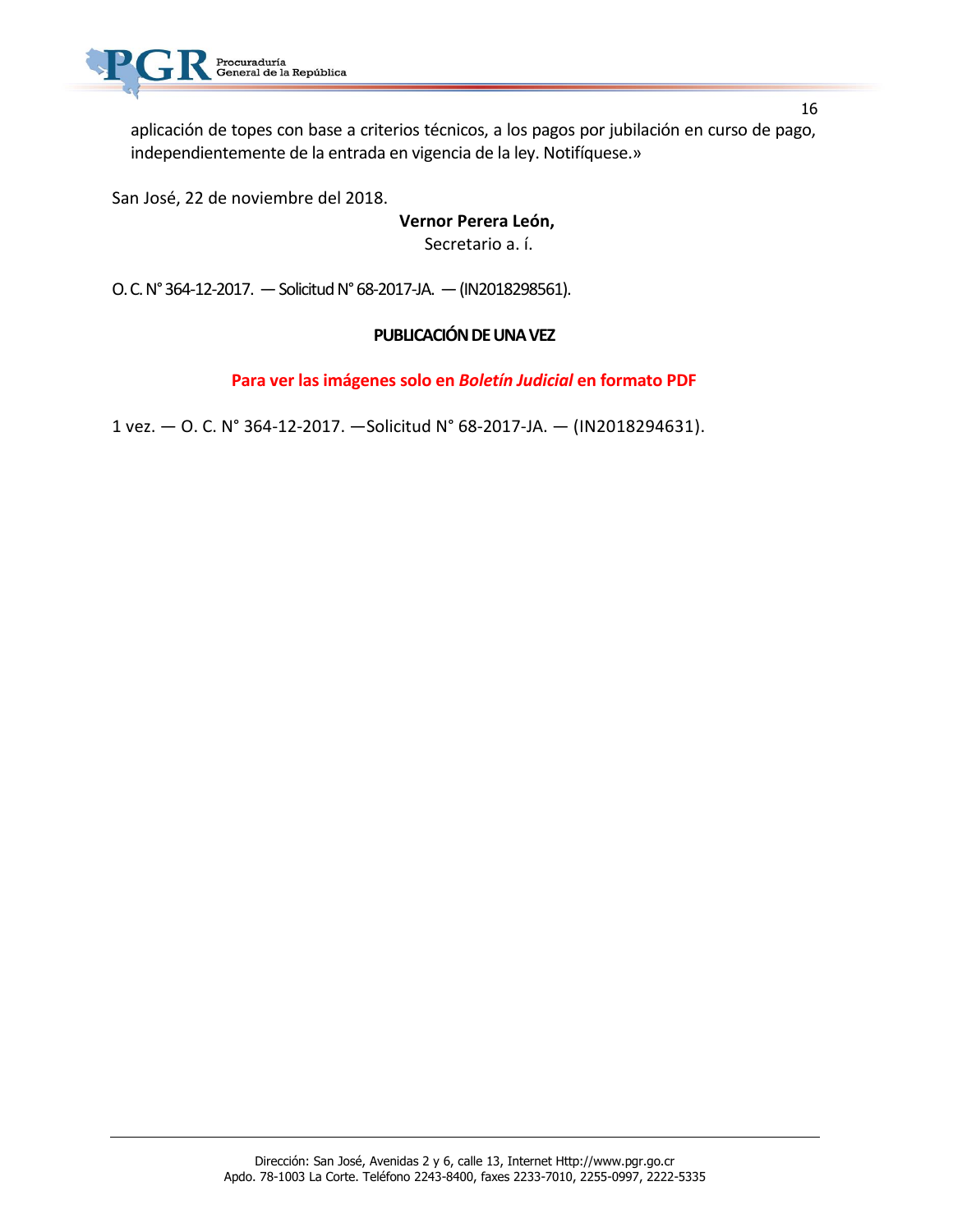aplicación de topes con base a criterios técnicos, a los pagos por jubilación en curso de pago, independientemente de la entrada en vigencia de la ley. Notifíquese.»

San José, 22 de noviembre del 2018.

**Vernor Perera León,**
Secretario a. í.

O. C. N° 364-12-2017. — Solicitud N° 68-2017-JA. — (IN2018298561).

**PUBLICACIÓN DE UNA VEZ**

**Para ver las imágenes solo en *Boletín Judicial* en formato PDF**

1 vez. — O. C. N° 364-12-2017. —Solicitud N° 68-2017-JA. — (IN2018294631).